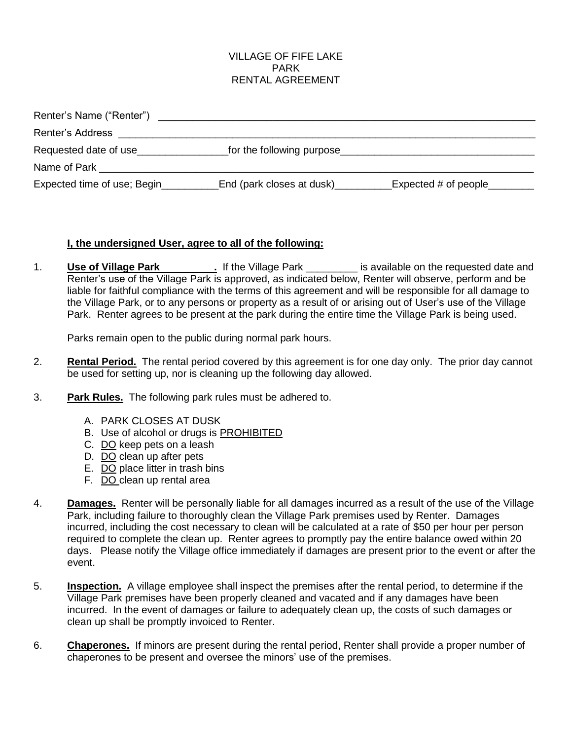VILLAGE OF FIFE LAKE
PARK
RENTAL AGREEMENT

Renter's Name ("Renter") ______________________________________________________________

Renter's Address ______________________________________________________________

Requested date of use________________for the following purpose__________________________________

Name of Park ______________________________________________________________

Expected time of use; Begin__________End (park closes at dusk)__________Expected # of people________

**I, the undersigned User, agree to all of the following:**

1. **Use of Village Park __________.** If the Village Park _________ is available on the requested date and Renter's use of the Village Park is approved, as indicated below, Renter will observe, perform and be liable for faithful compliance with the terms of this agreement and will be responsible for all damage to the Village Park, or to any persons or property as a result of or arising out of User's use of the Village Park. Renter agrees to be present at the park during the entire time the Village Park is being used.

   Parks remain open to the public during normal park hours.

2. **Rental Period.** The rental period covered by this agreement is for one day only. The prior day cannot be used for setting up, nor is cleaning up the following day allowed.

3. **Park Rules.** The following park rules must be adhered to.

   A. PARK CLOSES AT DUSK
   B. Use of alcohol or drugs is PROHIBITED
   C. DO keep pets on a leash
   D. DO clean up after pets
   E. DO place litter in trash bins
   F. DO clean up rental area

4. **Damages.** Renter will be personally liable for all damages incurred as a result of the use of the Village Park, including failure to thoroughly clean the Village Park premises used by Renter. Damages incurred, including the cost necessary to clean will be calculated at a rate of $50 per hour per person required to complete the clean up. Renter agrees to promptly pay the entire balance owed within 20 days. Please notify the Village office immediately if damages are present prior to the event or after the event.

5. **Inspection.** A village employee shall inspect the premises after the rental period, to determine if the Village Park premises have been properly cleaned and vacated and if any damages have been incurred. In the event of damages or failure to adequately clean up, the costs of such damages or clean up shall be promptly invoiced to Renter.

6. **Chaperones.** If minors are present during the rental period, Renter shall provide a proper number of chaperones to be present and oversee the minors' use of the premises.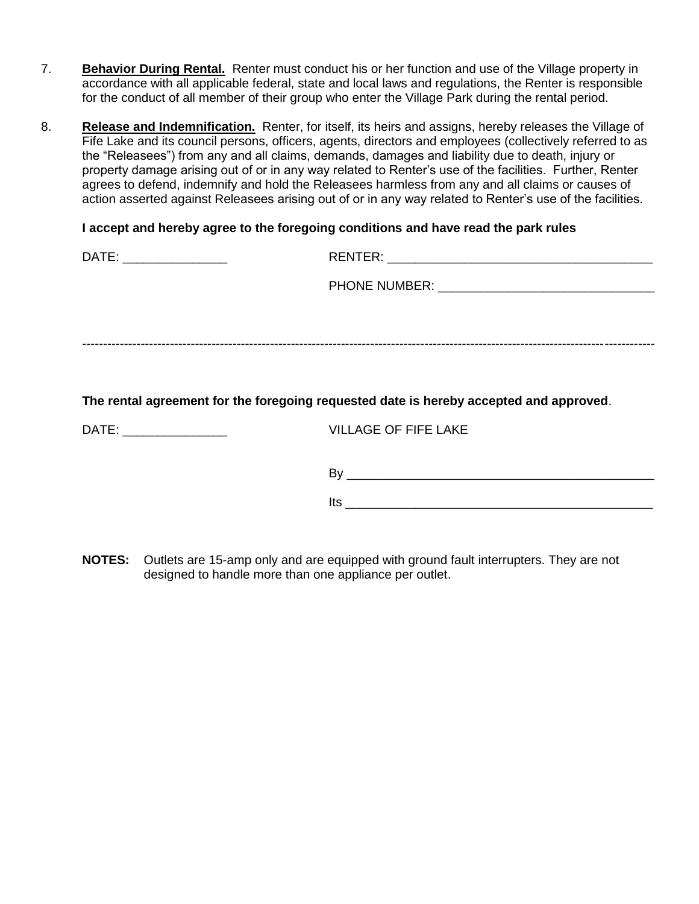7. **Behavior During Rental.** Renter must conduct his or her function and use of the Village property in accordance with all applicable federal, state and local laws and regulations, the Renter is responsible for the conduct of all member of their group who enter the Village Park during the rental period.

8. **Release and Indemnification.** Renter, for itself, its heirs and assigns, hereby releases the Village of Fife Lake and its council persons, officers, agents, directors and employees (collectively referred to as the "Releasees") from any and all claims, demands, damages and liability due to death, injury or property damage arising out of or in any way related to Renter's use of the facilities. Further, Renter agrees to defend, indemnify and hold the Releasees harmless from any and all claims or causes of action asserted against Releasees arising out of or in any way related to Renter's use of the facilities.

**I accept and hereby agree to the foregoing conditions and have read the park rules**

DATE: _______________ RENTER: ______________________________________

PHONE NUMBER: ______________________________

---

**The rental agreement for the foregoing requested date is hereby accepted and approved**.

DATE: _______________ VILLAGE OF FIFE LAKE

By ____________________________________________

Its ____________________________________________

**NOTES:** Outlets are 15-amp only and are equipped with ground fault interrupters. They are not designed to handle more than one appliance per outlet.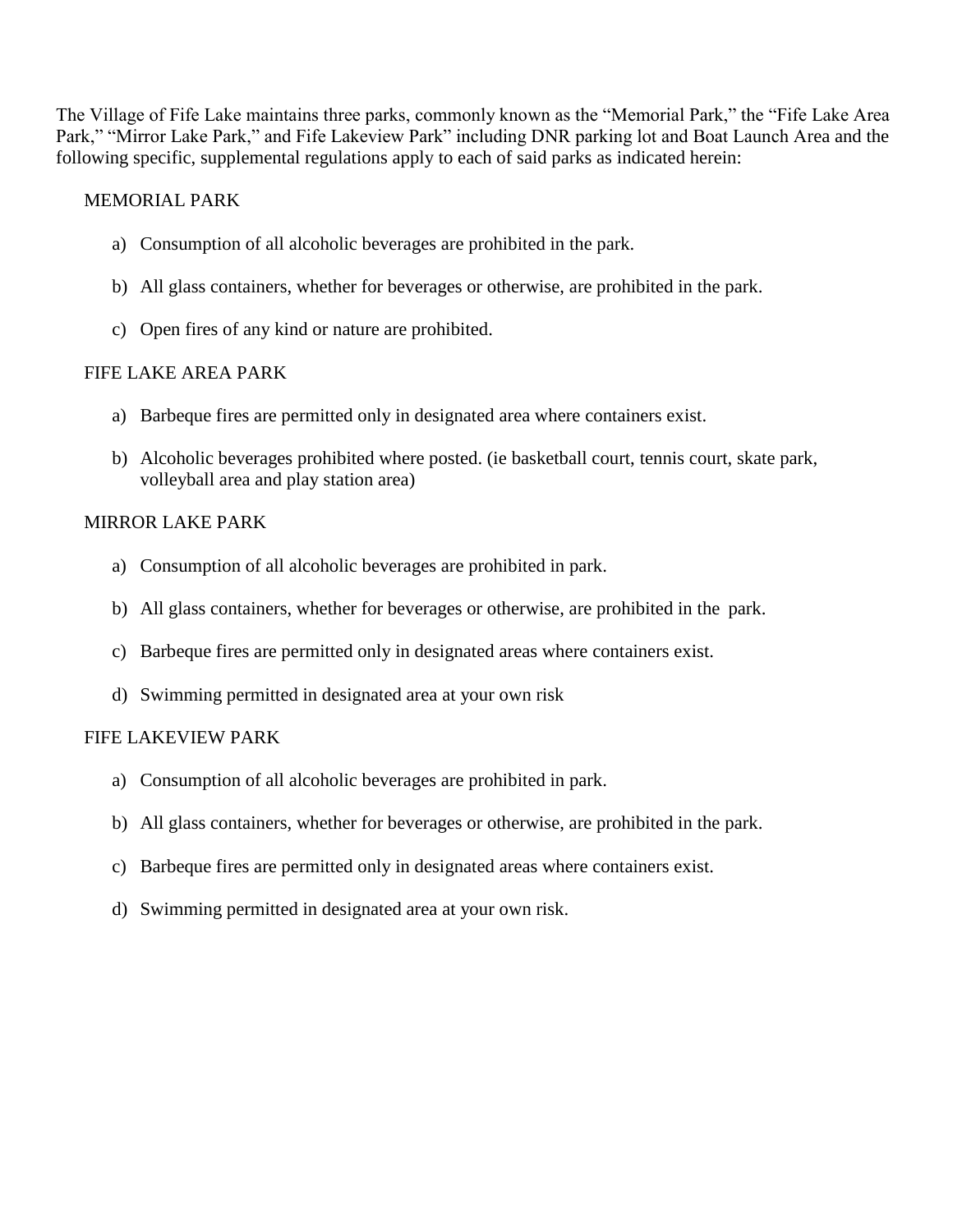The Village of Fife Lake maintains three parks, commonly known as the "Memorial Park," the "Fife Lake Area Park," "Mirror Lake Park," and Fife Lakeview Park" including DNR parking lot and Boat Launch Area and the following specific, supplemental regulations apply to each of said parks as indicated herein:

MEMORIAL PARK

a) Consumption of all alcoholic beverages are prohibited in the park.

b) All glass containers, whether for beverages or otherwise, are prohibited in the park.

c) Open fires of any kind or nature are prohibited.

FIFE LAKE AREA PARK

a) Barbeque fires are permitted only in designated area where containers exist.

b) Alcoholic beverages prohibited where posted. (ie basketball court, tennis court, skate park, volleyball area and play station area)

MIRROR LAKE PARK

a) Consumption of all alcoholic beverages are prohibited in park.

b) All glass containers, whether for beverages or otherwise, are prohibited in the park.

c) Barbeque fires are permitted only in designated areas where containers exist.

d) Swimming permitted in designated area at your own risk

FIFE LAKEVIEW PARK

a) Consumption of all alcoholic beverages are prohibited in park.

b) All glass containers, whether for beverages or otherwise, are prohibited in the park.

c) Barbeque fires are permitted only in designated areas where containers exist.

d) Swimming permitted in designated area at your own risk.